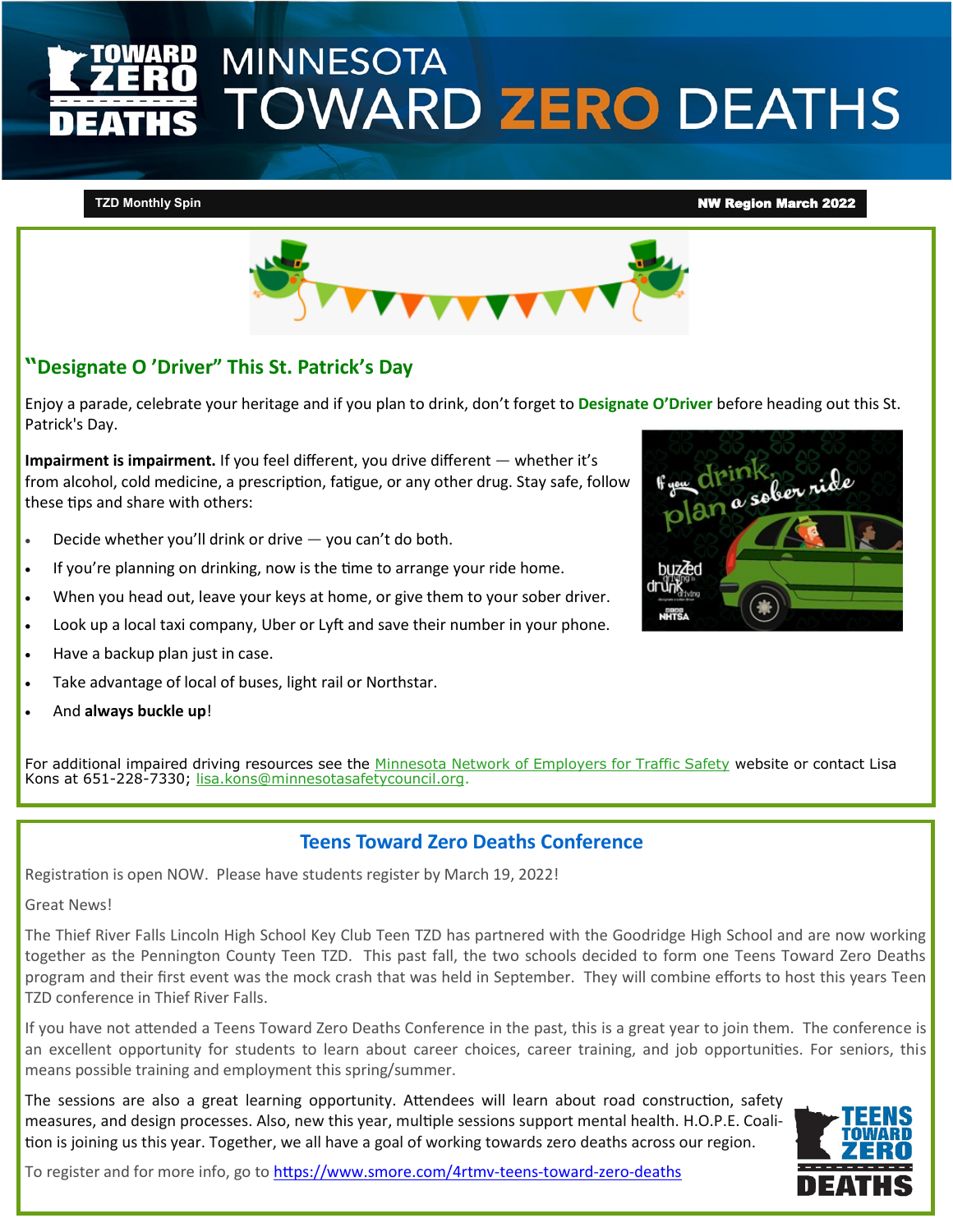# MINNESOTA TOWARD ZERO DEATHS

TZD Monthly Spin | NW Region March 2022

## "Designate O 'Driver" This St. Patrick's Day

Enjoy a parade, celebrate your heritage and if you plan to drink, don't forget to **Designate O'Driver** before heading out this St. Patrick's Day.

**Impairment is impairment.** If you feel different, you drive different — whether it's from alcohol, cold medicine, a prescription, fatigue, or any other drug. Stay safe, follow these tips and share with others:

- Decide whether you'll drink or drive — you can't do both.
- If you're planning on drinking, now is the time to arrange your ride home.
- When you head out, leave your keys at home, or give them to your sober driver.
- Look up a local taxi company, Uber or Lyft and save their number in your phone.
- Have a backup plan just in case.
- Take advantage of local of buses, light rail or Northstar.
- And **always buckle up**!

For additional impaired driving resources see the Minnesota Network of Employers for Traffic Safety website or contact Lisa Kons at 651-228-7330; lisa.kons@minnesotasafetycouncil.org.

## Teens Toward Zero Deaths Conference

Registration is open NOW. Please have students register by March 19, 2022!

Great News!

The Thief River Falls Lincoln High School Key Club Teen TZD has partnered with the Goodridge High School and are now working together as the Pennington County Teen TZD. This past fall, the two schools decided to form one Teens Toward Zero Deaths program and their first event was the mock crash that was held in September. They will combine efforts to host this years Teen TZD conference in Thief River Falls.

If you have not attended a Teens Toward Zero Deaths Conference in the past, this is a great year to join them. The conference is an excellent opportunity for students to learn about career choices, career training, and job opportunities. For seniors, this means possible training and employment this spring/summer.

The sessions are also a great learning opportunity. Attendees will learn about road construction, safety measures, and design processes. Also, new this year, multiple sessions support mental health. H.O.P.E. Coalition is joining us this year. Together, we all have a goal of working towards zero deaths across our region.

To register and for more info, go to https://www.smore.com/4rtmv-teens-toward-zero-deaths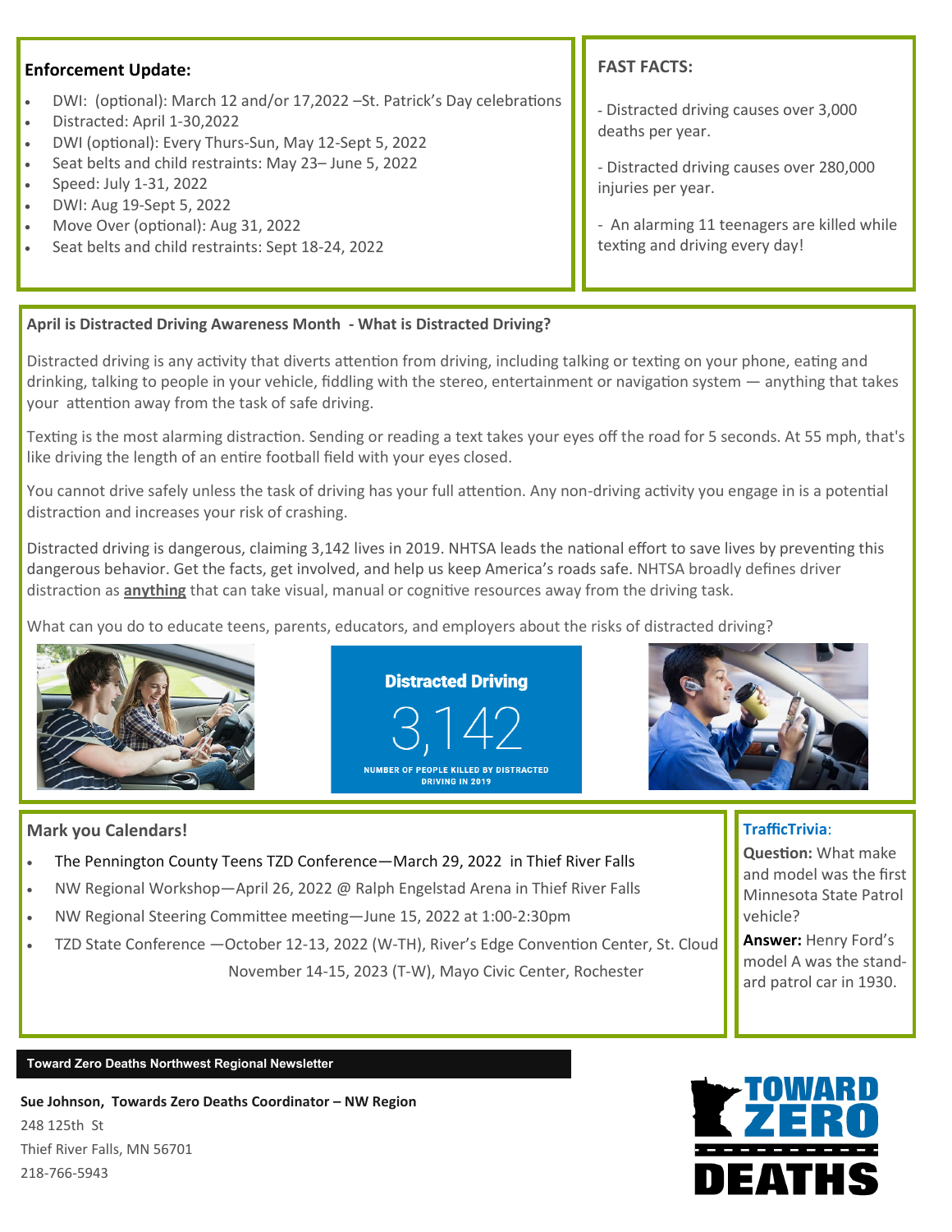**Enforcement Update:**

- DWI: (optional): March 12 and/or 17,2022 –St. Patrick's Day celebrations
- Distracted: April 1-30,2022
- DWI (optional): Every Thurs-Sun, May 12-Sept 5, 2022
- Seat belts and child restraints: May 23– June 5, 2022
- Speed: July 1-31, 2022
- DWI: Aug 19-Sept 5, 2022
- Move Over (optional): Aug 31, 2022
- Seat belts and child restraints: Sept 18-24, 2022

**FAST FACTS:**

- Distracted driving causes over 3,000 deaths per year.

- Distracted driving causes over 280,000 injuries per year.

- An alarming 11 teenagers are killed while texting and driving every day!

**April is Distracted Driving Awareness Month - What is Distracted Driving?**

Distracted driving is any activity that diverts attention from driving, including talking or texting on your phone, eating and drinking, talking to people in your vehicle, fiddling with the stereo, entertainment or navigation system — anything that takes your attention away from the task of safe driving.

Texting is the most alarming distraction. Sending or reading a text takes your eyes off the road for 5 seconds. At 55 mph, that's like driving the length of an entire football field with your eyes closed.

You cannot drive safely unless the task of driving has your full attention. Any non-driving activity you engage in is a potential distraction and increases your risk of crashing.

Distracted driving is dangerous, claiming 3,142 lives in 2019. NHTSA leads the national effort to save lives by preventing this dangerous behavior. Get the facts, get involved, and help us keep America's roads safe. NHTSA broadly defines driver distraction as **anything** that can take visual, manual or cognitive resources away from the driving task.

What can you do to educate teens, parents, educators, and employers about the risks of distracted driving?

**Distracted Driving**

3,142

NUMBER OF PEOPLE KILLED BY DISTRACTED DRIVING IN 2019

**Mark you Calendars!**

- The Pennington County Teens TZD Conference—March 29, 2022 in Thief River Falls
- NW Regional Workshop—April 26, 2022 @ Ralph Engelstad Arena in Thief River Falls
- NW Regional Steering Committee meeting—June 15, 2022 at 1:00-2:30pm
- TZD State Conference —October 12-13, 2022 (W-TH), River's Edge Convention Center, St. Cloud
  November 14-15, 2023 (T-W), Mayo Civic Center, Rochester

**TrafficTrivia**:

**Question:** What make and model was the first Minnesota State Patrol vehicle?

**Answer:** Henry Ford's model A was the standard patrol car in 1930.

**Toward Zero Deaths Northwest Regional Newsletter**

**Sue Johnson, Towards Zero Deaths Coordinator – NW Region**
248 125th St
Thief River Falls, MN 56701
218-766-5943

TOWARD ZERO DEATHS